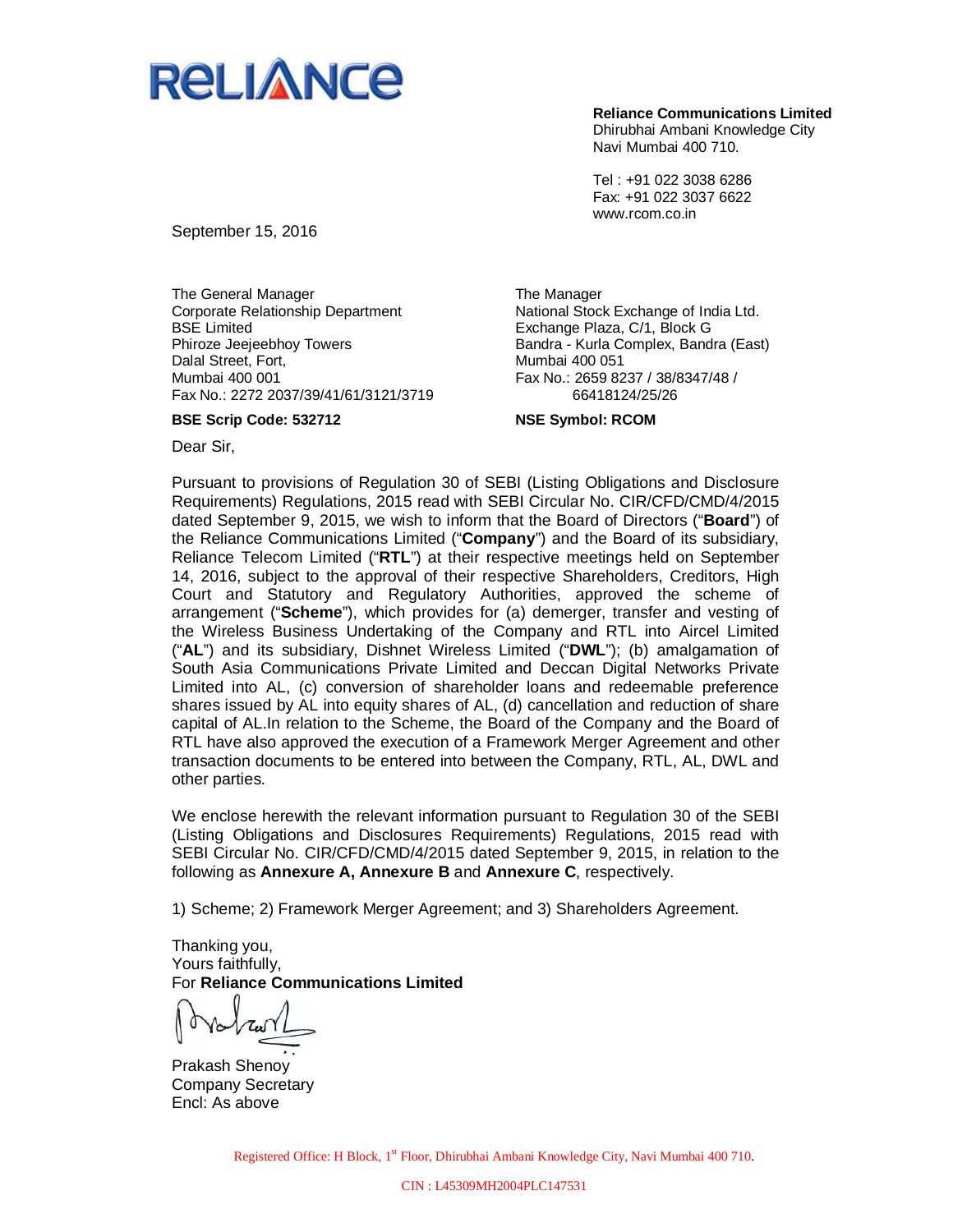RELIANCE

**Reliance Communications Limited**
Dhirubhai Ambani Knowledge City
Navi Mumbai 400 710.

Tel : +91 022 3038 6286
Fax: +91 022 3037 6622
www.rcom.co.in

September 15, 2016

The General Manager
Corporate Relationship Department
BSE Limited
Phiroze Jeejeebhoy Towers
Dalal Street, Fort,
Mumbai 400 001
Fax No.: 2272 2037/39/41/61/3121/3719

**BSE Scrip Code: 532712**

The Manager
National Stock Exchange of India Ltd.
Exchange Plaza, C/1, Block G
Bandra - Kurla Complex, Bandra (East)
Mumbai 400 051
Fax No.: 2659 8237 / 38/8347/48 / 66418124/25/26

**NSE Symbol: RCOM**

Dear Sir,

Pursuant to provisions of Regulation 30 of SEBI (Listing Obligations and Disclosure Requirements) Regulations, 2015 read with SEBI Circular No. CIR/CFD/CMD/4/2015 dated September 9, 2015, we wish to inform that the Board of Directors ("**Board**") of the Reliance Communications Limited ("**Company**") and the Board of its subsidiary, Reliance Telecom Limited ("**RTL**") at their respective meetings held on September 14, 2016, subject to the approval of their respective Shareholders, Creditors, High Court and Statutory and Regulatory Authorities, approved the scheme of arrangement ("**Scheme**"), which provides for (a) demerger, transfer and vesting of the Wireless Business Undertaking of the Company and RTL into Aircel Limited ("**AL**") and its subsidiary, Dishnet Wireless Limited ("**DWL**"); (b) amalgamation of South Asia Communications Private Limited and Deccan Digital Networks Private Limited into AL, (c) conversion of shareholder loans and redeemable preference shares issued by AL into equity shares of AL, (d) cancellation and reduction of share capital of AL.In relation to the Scheme, the Board of the Company and the Board of RTL have also approved the execution of a Framework Merger Agreement and other transaction documents to be entered into between the Company, RTL, AL, DWL and other parties.

We enclose herewith the relevant information pursuant to Regulation 30 of the SEBI (Listing Obligations and Disclosures Requirements) Regulations, 2015 read with SEBI Circular No. CIR/CFD/CMD/4/2015 dated September 9, 2015, in relation to the following as **Annexure A, Annexure B** and **Annexure C**, respectively.

1) Scheme; 2) Framework Merger Agreement; and 3) Shareholders Agreement.

Thanking you,
Yours faithfully,
For **Reliance Communications Limited**

Prakash Shenoy
Company Secretary
Encl: As above

Registered Office: H Block, 1st Floor, Dhirubhai Ambani Knowledge City, Navi Mumbai 400 710.

CIN : L45309MH2004PLC147531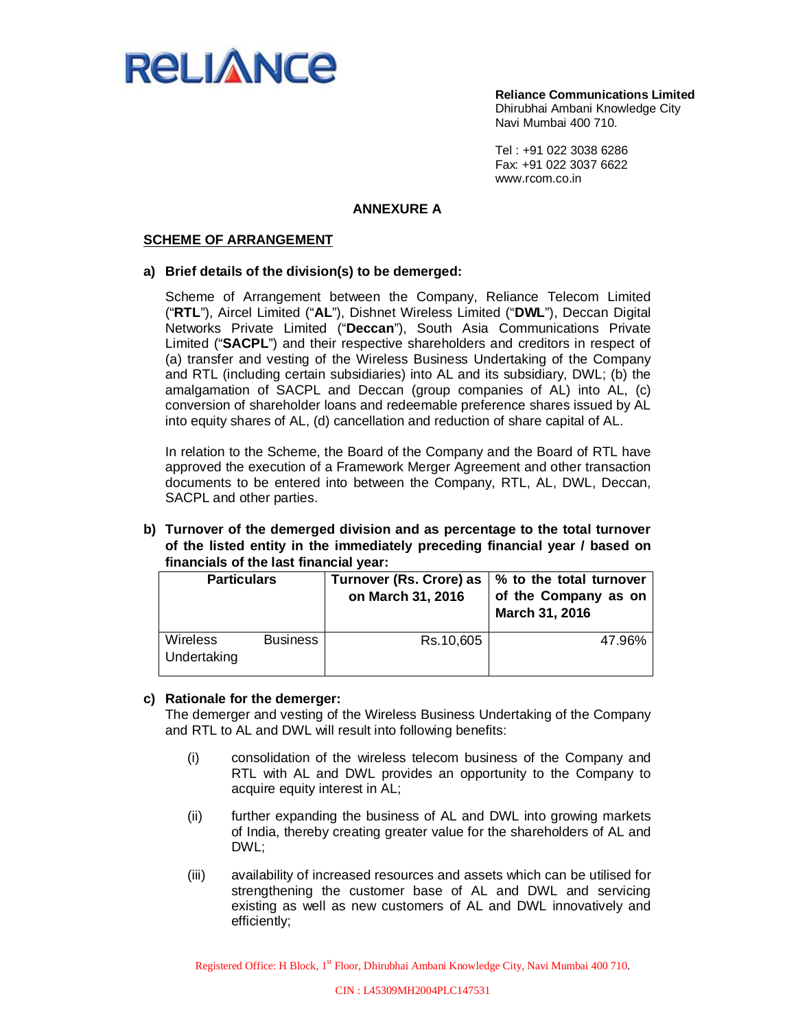**Reliance Communications Limited**
Dhirubhai Ambani Knowledge City
Navi Mumbai 400 710.

Tel : +91 022 3038 6286
Fax: +91 022 3037 6622
www.rcom.co.in

## ANNEXURE A

### SCHEME OF ARRANGEMENT

**a) Brief details of the division(s) to be demerged:**

Scheme of Arrangement between the Company, Reliance Telecom Limited ("**RTL**"), Aircel Limited ("**AL**"), Dishnet Wireless Limited ("**DWL**"), Deccan Digital Networks Private Limited ("**Deccan**"), South Asia Communications Private Limited ("**SACPL**") and their respective shareholders and creditors in respect of (a) transfer and vesting of the Wireless Business Undertaking of the Company and RTL (including certain subsidiaries) into AL and its subsidiary, DWL; (b) the amalgamation of SACPL and Deccan (group companies of AL) into AL, (c) conversion of shareholder loans and redeemable preference shares issued by AL into equity shares of AL, (d) cancellation and reduction of share capital of AL.

In relation to the Scheme, the Board of the Company and the Board of RTL have approved the execution of a Framework Merger Agreement and other transaction documents to be entered into between the Company, RTL, AL, DWL, Deccan, SACPL and other parties.

**b) Turnover of the demerged division and as percentage to the total turnover of the listed entity in the immediately preceding financial year / based on financials of the last financial year:**

| Particulars | Turnover (Rs. Crore) as on March 31, 2016 | % to the total turnover of the Company as on March 31, 2016 |
|---|---|---|
| Wireless Business Undertaking | Rs.10,605 | 47.96% |

**c) Rationale for the demerger:**

The demerger and vesting of the Wireless Business Undertaking of the Company and RTL to AL and DWL will result into following benefits:

(i) consolidation of the wireless telecom business of the Company and RTL with AL and DWL provides an opportunity to the Company to acquire equity interest in AL;

(ii) further expanding the business of AL and DWL into growing markets of India, thereby creating greater value for the shareholders of AL and DWL;

(iii) availability of increased resources and assets which can be utilised for strengthening the customer base of AL and DWL and servicing existing as well as new customers of AL and DWL innovatively and efficiently;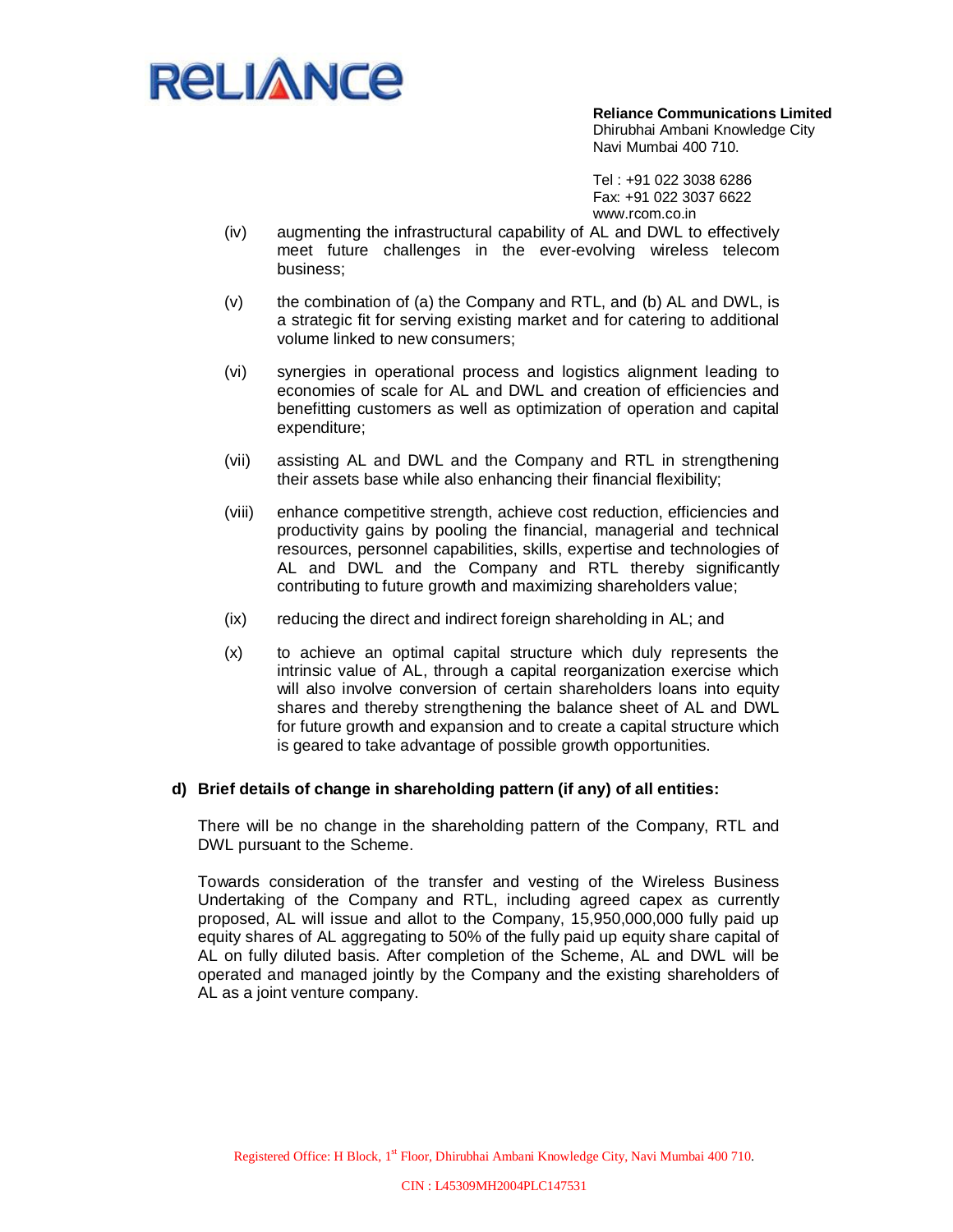(iv) augmenting the infrastructural capability of AL and DWL to effectively meet future challenges in the ever-evolving wireless telecom business;

(v) the combination of (a) the Company and RTL, and (b) AL and DWL, is a strategic fit for serving existing market and for catering to additional volume linked to new consumers;

(vi) synergies in operational process and logistics alignment leading to economies of scale for AL and DWL and creation of efficiencies and benefitting customers as well as optimization of operation and capital expenditure;

(vii) assisting AL and DWL and the Company and RTL in strengthening their assets base while also enhancing their financial flexibility;

(viii) enhance competitive strength, achieve cost reduction, efficiencies and productivity gains by pooling the financial, managerial and technical resources, personnel capabilities, skills, expertise and technologies of AL and DWL and the Company and RTL thereby significantly contributing to future growth and maximizing shareholders value;

(ix) reducing the direct and indirect foreign shareholding in AL; and

(x) to achieve an optimal capital structure which duly represents the intrinsic value of AL, through a capital reorganization exercise which will also involve conversion of certain shareholders loans into equity shares and thereby strengthening the balance sheet of AL and DWL for future growth and expansion and to create a capital structure which is geared to take advantage of possible growth opportunities.

**d) Brief details of change in shareholding pattern (if any) of all entities:**

There will be no change in the shareholding pattern of the Company, RTL and DWL pursuant to the Scheme.

Towards consideration of the transfer and vesting of the Wireless Business Undertaking of the Company and RTL, including agreed capex as currently proposed, AL will issue and allot to the Company, 15,950,000,000 fully paid up equity shares of AL aggregating to 50% of the fully paid up equity share capital of AL on fully diluted basis. After completion of the Scheme, AL and DWL will be operated and managed jointly by the Company and the existing shareholders of AL as a joint venture company.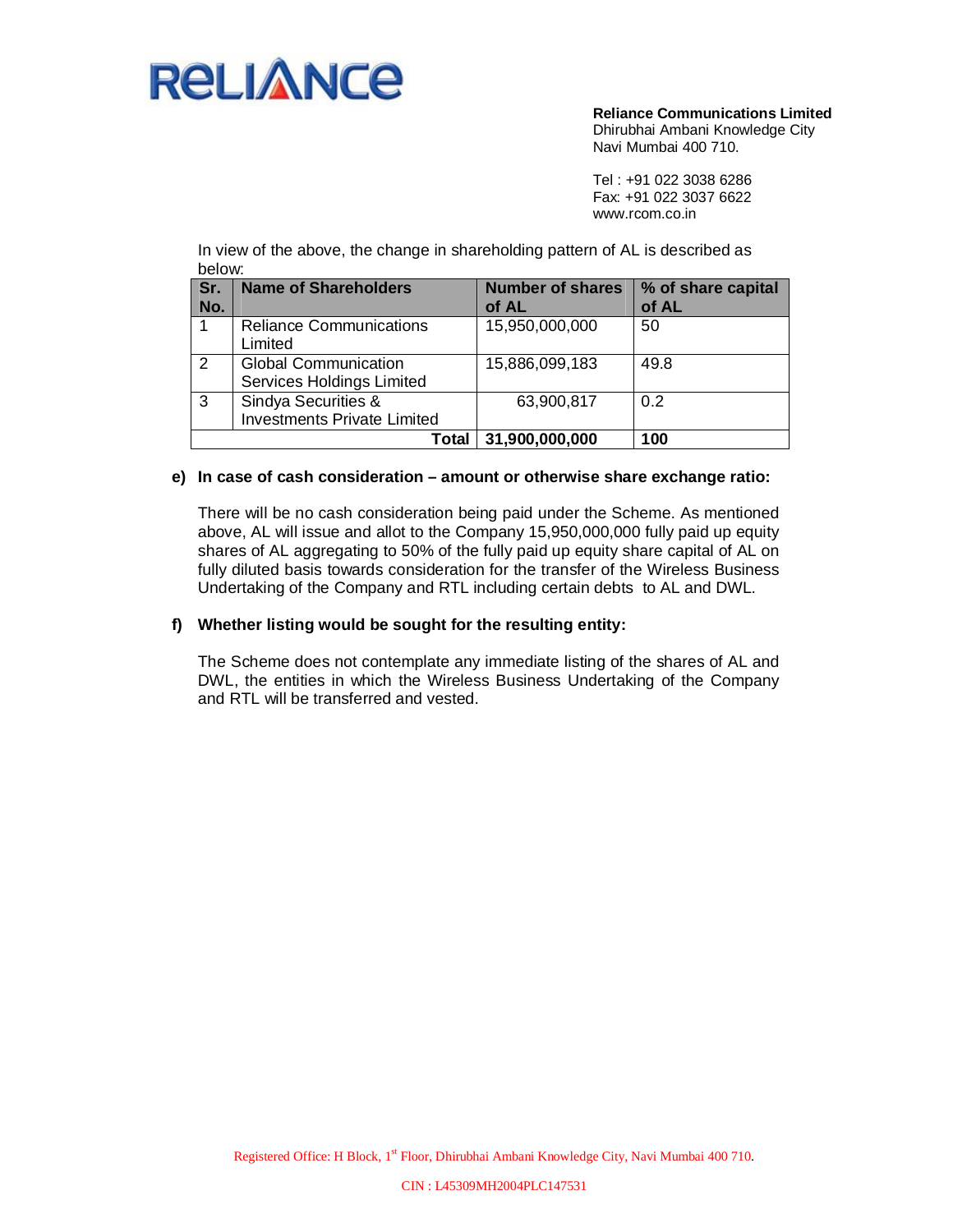In view of the above, the change in shareholding pattern of AL is described as below:

| Sr. No. | Name of Shareholders | Number of shares of AL | % of share capital of AL |
|---|---|---|---|
| 1 | Reliance Communications Limited | 15,950,000,000 | 50 |
| 2 | Global Communication Services Holdings Limited | 15,886,099,183 | 49.8 |
| 3 | Sindya Securities & Investments Private Limited | 63,900,817 | 0.2 |
| | **Total** | **31,900,000,000** | **100** |

**e) In case of cash consideration – amount or otherwise share exchange ratio:**

There will be no cash consideration being paid under the Scheme. As mentioned above, AL will issue and allot to the Company 15,950,000,000 fully paid up equity shares of AL aggregating to 50% of the fully paid up equity share capital of AL on fully diluted basis towards consideration for the transfer of the Wireless Business Undertaking of the Company and RTL including certain debts to AL and DWL.

**f) Whether listing would be sought for the resulting entity:**

The Scheme does not contemplate any immediate listing of the shares of AL and DWL, the entities in which the Wireless Business Undertaking of the Company and RTL will be transferred and vested.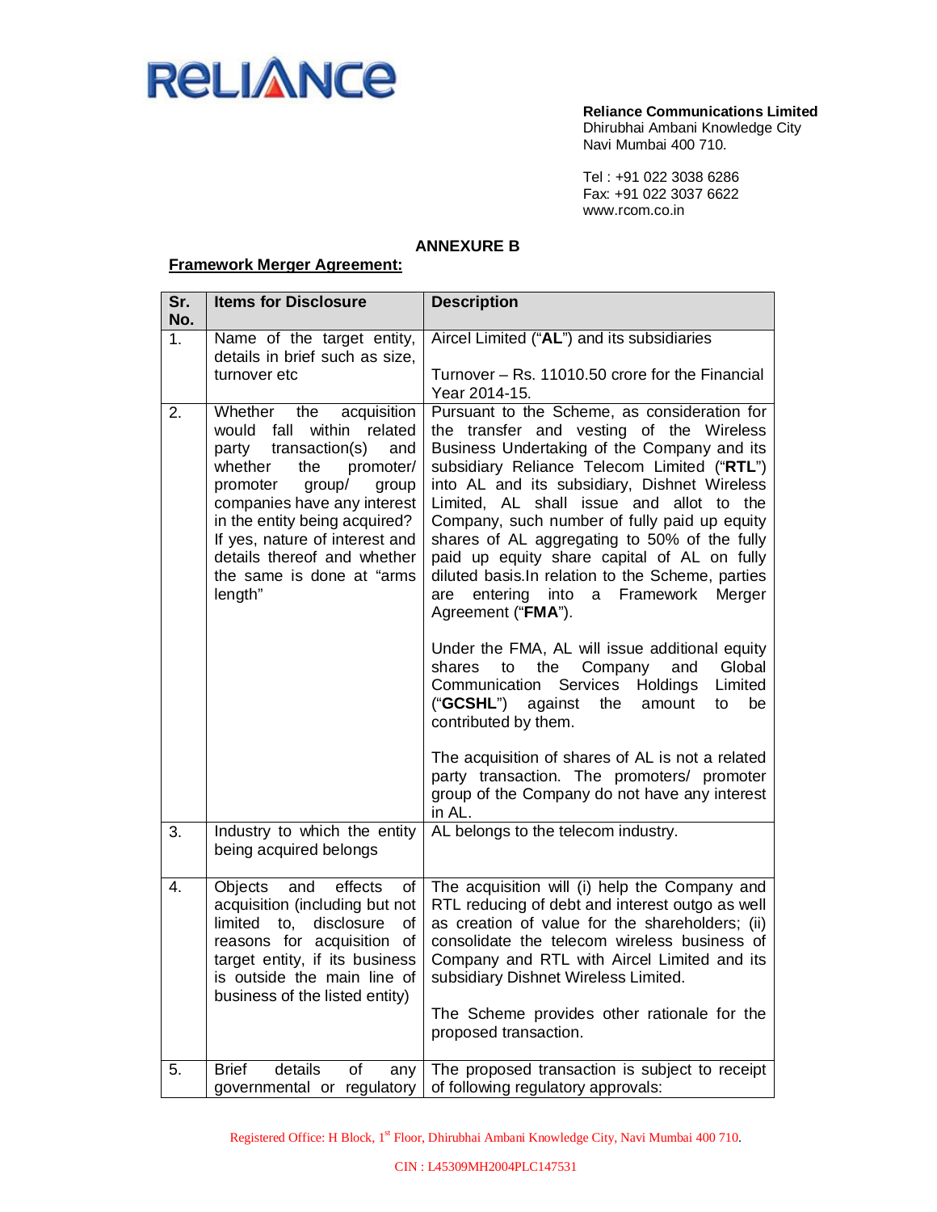**Reliance Communications Limited**
Dhirubhai Ambani Knowledge City
Navi Mumbai 400 710.

Tel : +91 022 3038 6286
Fax: +91 022 3037 6622
www.rcom.co.in

## ANNEXURE B

**Framework Merger Agreement:**

| Sr. No. | Items for Disclosure | Description |
|---|---|---|
| 1. | Name of the target entity, details in brief such as size, turnover etc | Aircel Limited ("**AL**") and its subsidiaries<br><br>Turnover – Rs. 11010.50 crore for the Financial Year 2014-15. |
| 2. | Whether the acquisition would fall within related party transaction(s) and whether the promoter/ promoter group/ group companies have any interest in the entity being acquired? If yes, nature of interest and details thereof and whether the same is done at "arms length" | Pursuant to the Scheme, as consideration for the transfer and vesting of the Wireless Business Undertaking of the Company and its subsidiary Reliance Telecom Limited ("**RTL**") into AL and its subsidiary, Dishnet Wireless Limited, AL shall issue and allot to the Company, such number of fully paid up equity shares of AL aggregating to 50% of the fully paid up equity share capital of AL on fully diluted basis.In relation to the Scheme, parties are entering into a Framework Merger Agreement ("**FMA**").<br><br>Under the FMA, AL will issue additional equity shares to the Company and Global Communication Services Holdings Limited ("**GCSHL**") against the amount to be contributed by them.<br><br>The acquisition of shares of AL is not a related party transaction. The promoters/ promoter group of the Company do not have any interest in AL. |
| 3. | Industry to which the entity being acquired belongs | AL belongs to the telecom industry. |
| 4. | Objects and effects of acquisition (including but not limited to, disclosure of reasons for acquisition of target entity, if its business is outside the main line of business of the listed entity) | The acquisition will (i) help the Company and RTL reducing of debt and interest outgo as well as creation of value for the shareholders; (ii) consolidate the telecom wireless business of Company and RTL with Aircel Limited and its subsidiary Dishnet Wireless Limited.<br><br>The Scheme provides other rationale for the proposed transaction. |
| 5. | Brief details of any governmental or regulatory | The proposed transaction is subject to receipt of following regulatory approvals: |

Registered Office: H Block, 1st Floor, Dhirubhai Ambani Knowledge City, Navi Mumbai 400 710.

CIN : L45309MH2004PLC147531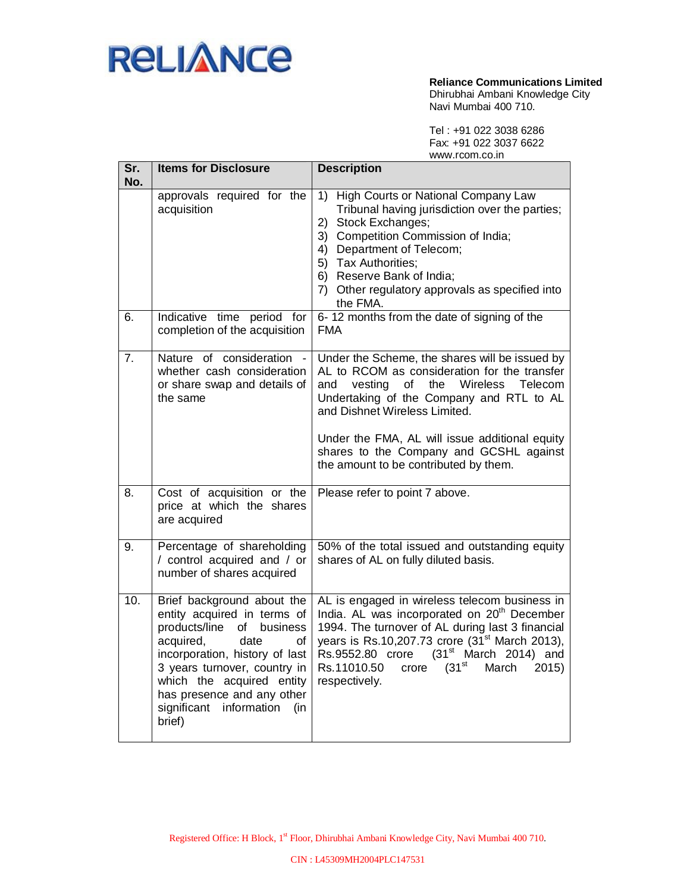**Reliance Communications Limited**
Dhirubhai Ambani Knowledge City
Navi Mumbai 400 710.

Tel : +91 022 3038 6286
Fax: +91 022 3037 6622
www.rcom.co.in

| Sr. No. | Items for Disclosure | Description |
|---|---|---|
| | approvals required for the acquisition | 1) High Courts or National Company Law Tribunal having jurisdiction over the parties;<br>2) Stock Exchanges;<br>3) Competition Commission of India;<br>4) Department of Telecom;<br>5) Tax Authorities;<br>6) Reserve Bank of India;<br>7) Other regulatory approvals as specified into the FMA. |
| 6. | Indicative time period for completion of the acquisition | 6- 12 months from the date of signing of the FMA |
| 7. | Nature of consideration - whether cash consideration or share swap and details of the same | Under the Scheme, the shares will be issued by AL to RCOM as consideration for the transfer and vesting of the Wireless Telecom Undertaking of the Company and RTL to AL and Dishnet Wireless Limited.<br><br>Under the FMA, AL will issue additional equity shares to the Company and GCSHL against the amount to be contributed by them. |
| 8. | Cost of acquisition or the price at which the shares are acquired | Please refer to point 7 above. |
| 9. | Percentage of shareholding / control acquired and / or number of shares acquired | 50% of the total issued and outstanding equity shares of AL on fully diluted basis. |
| 10. | Brief background about the entity acquired in terms of products/line of business acquired, date of incorporation, history of last 3 years turnover, country in which the acquired entity has presence and any other significant information (in brief) | AL is engaged in wireless telecom business in India. AL was incorporated on 20th December 1994. The turnover of AL during last 3 financial years is Rs.10,207.73 crore (31st March 2013), Rs.9552.80 crore (31st March 2014) and Rs.11010.50 crore (31st March 2015) respectively. |

Registered Office: H Block, 1st Floor, Dhirubhai Ambani Knowledge City, Navi Mumbai 400 710.

CIN : L45309MH2004PLC147531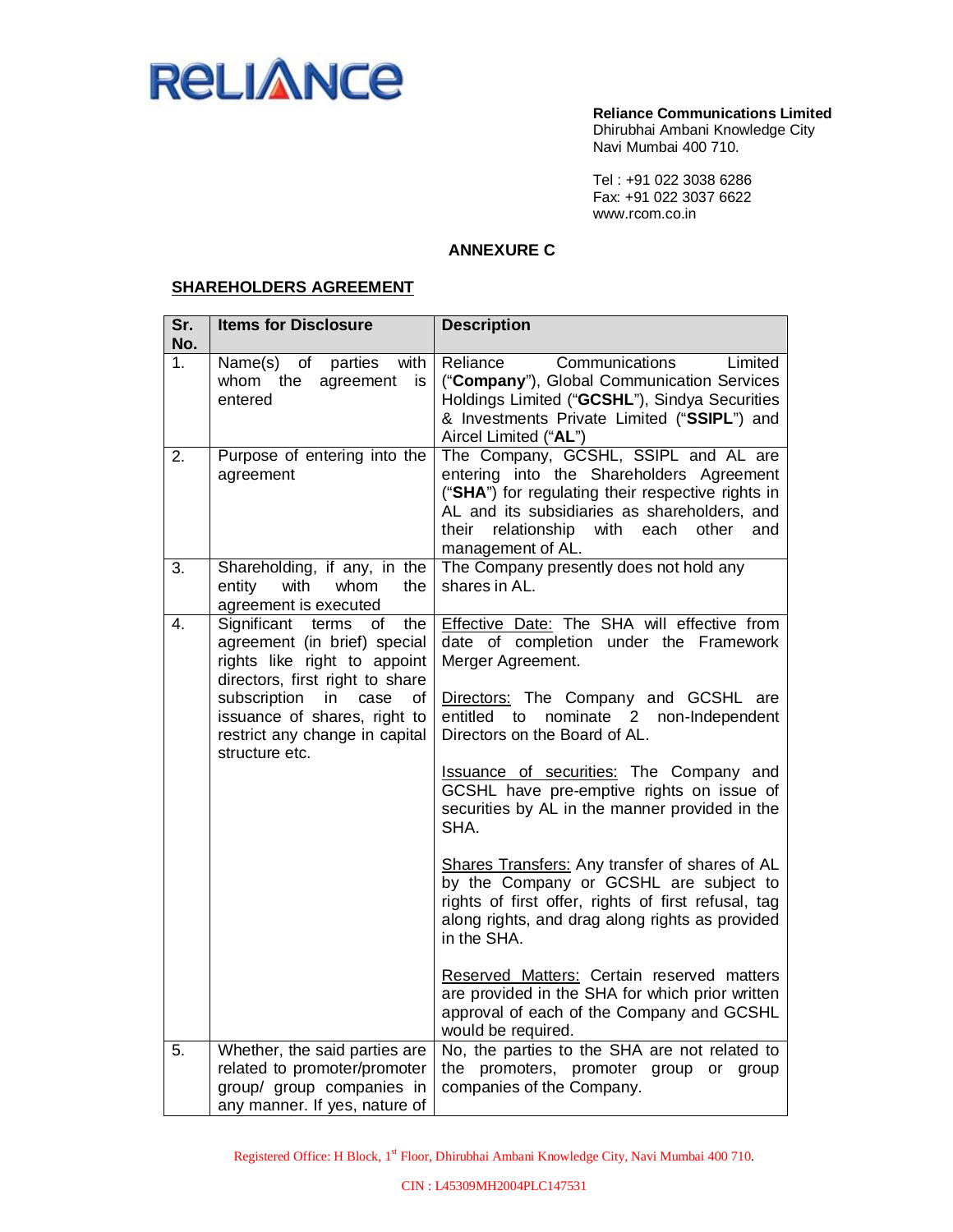**Reliance Communications Limited**
Dhirubhai Ambani Knowledge City
Navi Mumbai 400 710.

Tel : +91 022 3038 6286
Fax: +91 022 3037 6622
www.rcom.co.in

## ANNEXURE C

### SHAREHOLDERS AGREEMENT

| Sr. No. | Items for Disclosure | Description |
|---|---|---|
| 1. | Name(s) of parties with whom the agreement is entered | Reliance Communications Limited ("**Company**"), Global Communication Services Holdings Limited ("**GCSHL**"), Sindya Securities & Investments Private Limited ("**SSIPL**") and Aircel Limited ("**AL**") |
| 2. | Purpose of entering into the agreement | The Company, GCSHL, SSIPL and AL are entering into the Shareholders Agreement ("**SHA**") for regulating their respective rights in AL and its subsidiaries as shareholders, and their relationship with each other and management of AL. |
| 3. | Shareholding, if any, in the entity with whom the agreement is executed | The Company presently does not hold any shares in AL. |
| 4. | Significant terms of the agreement (in brief) special rights like right to appoint directors, first right to share subscription in case of issuance of shares, right to restrict any change in capital structure etc. | <u>Effective Date:</u> The SHA will effective from date of completion under the Framework Merger Agreement.<br><br><u>Directors:</u> The Company and GCSHL are entitled to nominate 2 non-Independent Directors on the Board of AL.<br><br><u>Issuance of securities:</u> The Company and GCSHL have pre-emptive rights on issue of securities by AL in the manner provided in the SHA.<br><br><u>Shares Transfers:</u> Any transfer of shares of AL by the Company or GCSHL are subject to rights of first offer, rights of first refusal, tag along rights, and drag along rights as provided in the SHA.<br><br><u>Reserved Matters:</u> Certain reserved matters are provided in the SHA for which prior written approval of each of the Company and GCSHL would be required. |
| 5. | Whether, the said parties are related to promoter/promoter group/ group companies in any manner. If yes, nature of | No, the parties to the SHA are not related to the promoters, promoter group or group companies of the Company. |

Registered Office: H Block, 1st Floor, Dhirubhai Ambani Knowledge City, Navi Mumbai 400 710.

CIN : L45309MH2004PLC147531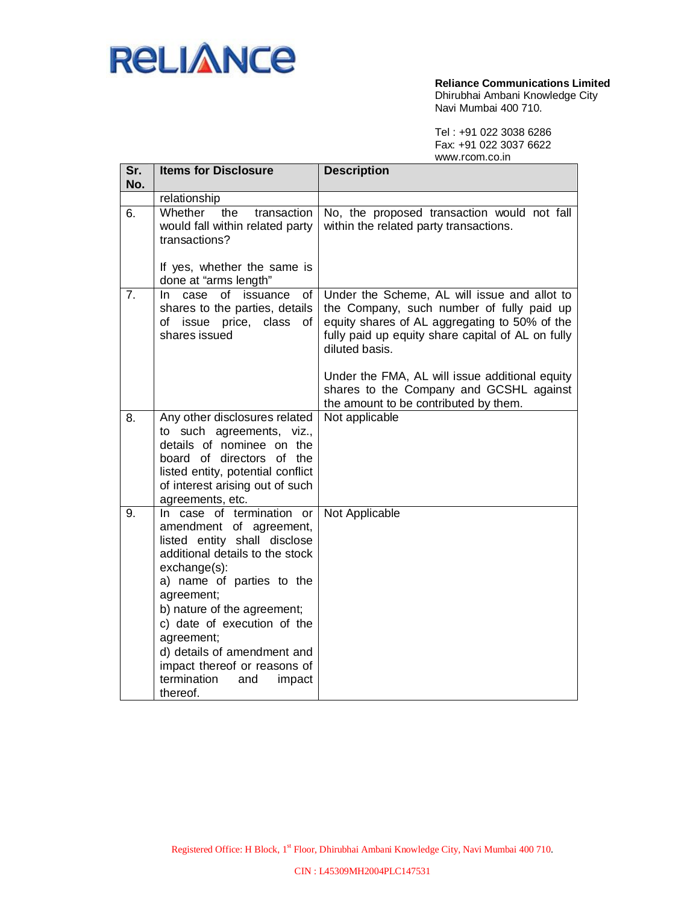Reliance Communications Limited
Dhirubhai Ambani Knowledge City
Navi Mumbai 400 710.

Tel : +91 022 3038 6286
Fax: +91 022 3037 6622
www.rcom.co.in

| Sr. No. | Items for Disclosure | Description |
|---|---|---|
| | relationship | |
| 6. | Whether the transaction would fall within related party transactions?<br><br>If yes, whether the same is done at "arms length" | No, the proposed transaction would not fall within the related party transactions. |
| 7. | In case of issuance of shares to the parties, details of issue price, class of shares issued | Under the Scheme, AL will issue and allot to the Company, such number of fully paid up equity shares of AL aggregating to 50% of the fully paid up equity share capital of AL on fully diluted basis.<br><br>Under the FMA, AL will issue additional equity shares to the Company and GCSHL against the amount to be contributed by them. |
| 8. | Any other disclosures related to such agreements, viz., details of nominee on the board of directors of the listed entity, potential conflict of interest arising out of such agreements, etc. | Not applicable |
| 9. | In case of termination or amendment of agreement, listed entity shall disclose additional details to the stock exchange(s):<br>a) name of parties to the agreement;<br>b) nature of the agreement;<br>c) date of execution of the agreement;<br>d) details of amendment and impact thereof or reasons of termination and impact thereof. | Not Applicable |

Registered Office: H Block, 1st Floor, Dhirubhai Ambani Knowledge City, Navi Mumbai 400 710.

CIN : L45309MH2004PLC147531